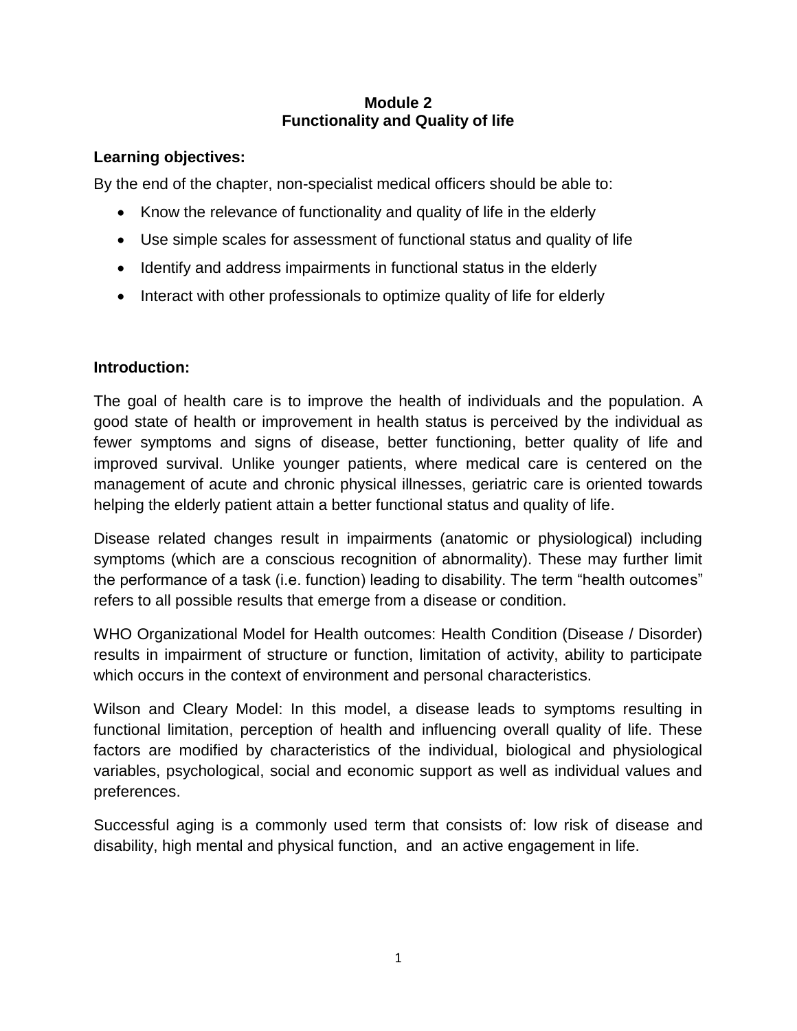# Module 2
# Functionality and Quality of life

**Learning objectives:**

By the end of the chapter, non-specialist medical officers should be able to:

- Know the relevance of functionality and quality of life in the elderly
- Use simple scales for assessment of functional status and quality of life
- Identify and address impairments in functional status in the elderly
- Interact with other professionals to optimize quality of life for elderly

**Introduction:**

The goal of health care is to improve the health of individuals and the population. A good state of health or improvement in health status is perceived by the individual as fewer symptoms and signs of disease, better functioning, better quality of life and improved survival. Unlike younger patients, where medical care is centered on the management of acute and chronic physical illnesses, geriatric care is oriented towards helping the elderly patient attain a better functional status and quality of life.

Disease related changes result in impairments (anatomic or physiological) including symptoms (which are a conscious recognition of abnormality). These may further limit the performance of a task (i.e. function) leading to disability. The term "health outcomes" refers to all possible results that emerge from a disease or condition.

WHO Organizational Model for Health outcomes: Health Condition (Disease / Disorder) results in impairment of structure or function, limitation of activity, ability to participate which occurs in the context of environment and personal characteristics.

Wilson and Cleary Model: In this model, a disease leads to symptoms resulting in functional limitation, perception of health and influencing overall quality of life. These factors are modified by characteristics of the individual, biological and physiological variables, psychological, social and economic support as well as individual values and preferences.

Successful aging is a commonly used term that consists of: low risk of disease and disability, high mental and physical function, and an active engagement in life.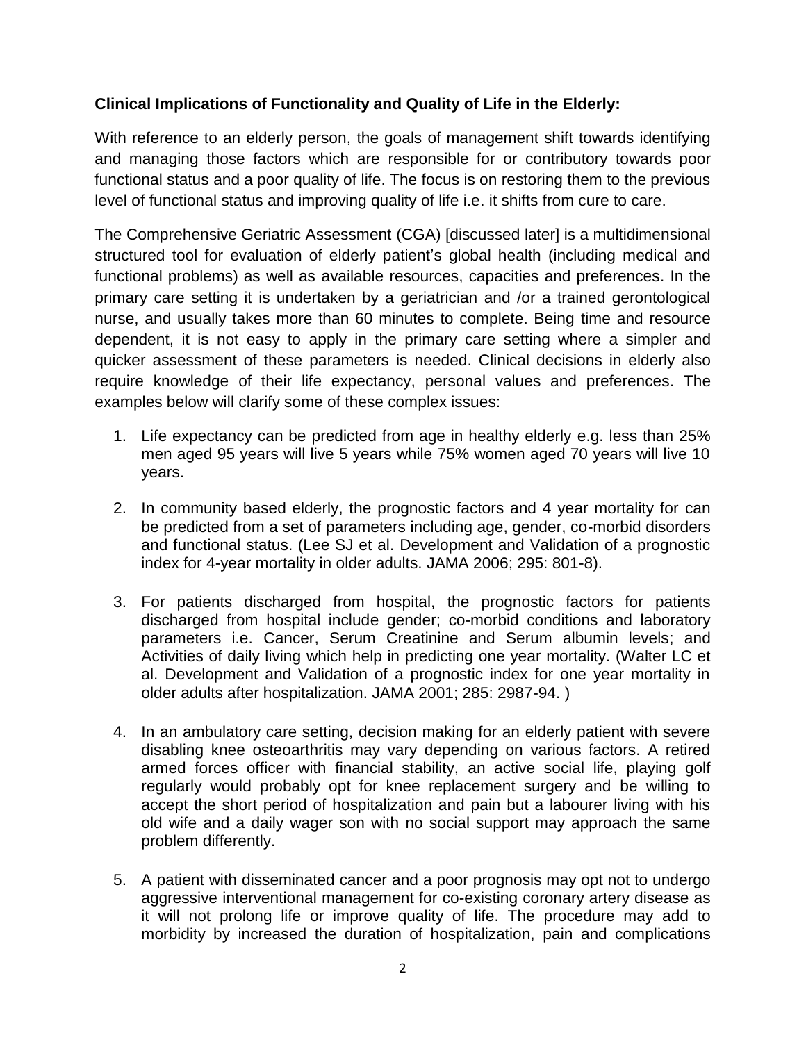**Clinical Implications of Functionality and Quality of Life in the Elderly:**

With reference to an elderly person, the goals of management shift towards identifying and managing those factors which are responsible for or contributory towards poor functional status and a poor quality of life. The focus is on restoring them to the previous level of functional status and improving quality of life i.e. it shifts from cure to care.

The Comprehensive Geriatric Assessment (CGA) [discussed later] is a multidimensional structured tool for evaluation of elderly patient's global health (including medical and functional problems) as well as available resources, capacities and preferences. In the primary care setting it is undertaken by a geriatrician and /or a trained gerontological nurse, and usually takes more than 60 minutes to complete. Being time and resource dependent, it is not easy to apply in the primary care setting where a simpler and quicker assessment of these parameters is needed. Clinical decisions in elderly also require knowledge of their life expectancy, personal values and preferences. The examples below will clarify some of these complex issues:

1. Life expectancy can be predicted from age in healthy elderly e.g. less than 25% men aged 95 years will live 5 years while 75% women aged 70 years will live 10 years.
2. In community based elderly, the prognostic factors and 4 year mortality for can be predicted from a set of parameters including age, gender, co-morbid disorders and functional status. (Lee SJ et al. Development and Validation of a prognostic index for 4-year mortality in older adults. JAMA 2006; 295: 801-8).
3. For patients discharged from hospital, the prognostic factors for patients discharged from hospital include gender; co-morbid conditions and laboratory parameters i.e. Cancer, Serum Creatinine and Serum albumin levels; and Activities of daily living which help in predicting one year mortality. (Walter LC et al. Development and Validation of a prognostic index for one year mortality in older adults after hospitalization. JAMA 2001; 285: 2987-94. )
4. In an ambulatory care setting, decision making for an elderly patient with severe disabling knee osteoarthritis may vary depending on various factors. A retired armed forces officer with financial stability, an active social life, playing golf regularly would probably opt for knee replacement surgery and be willing to accept the short period of hospitalization and pain but a labourer living with his old wife and a daily wager son with no social support may approach the same problem differently.
5. A patient with disseminated cancer and a poor prognosis may opt not to undergo aggressive interventional management for co-existing coronary artery disease as it will not prolong life or improve quality of life. The procedure may add to morbidity by increased the duration of hospitalization, pain and complications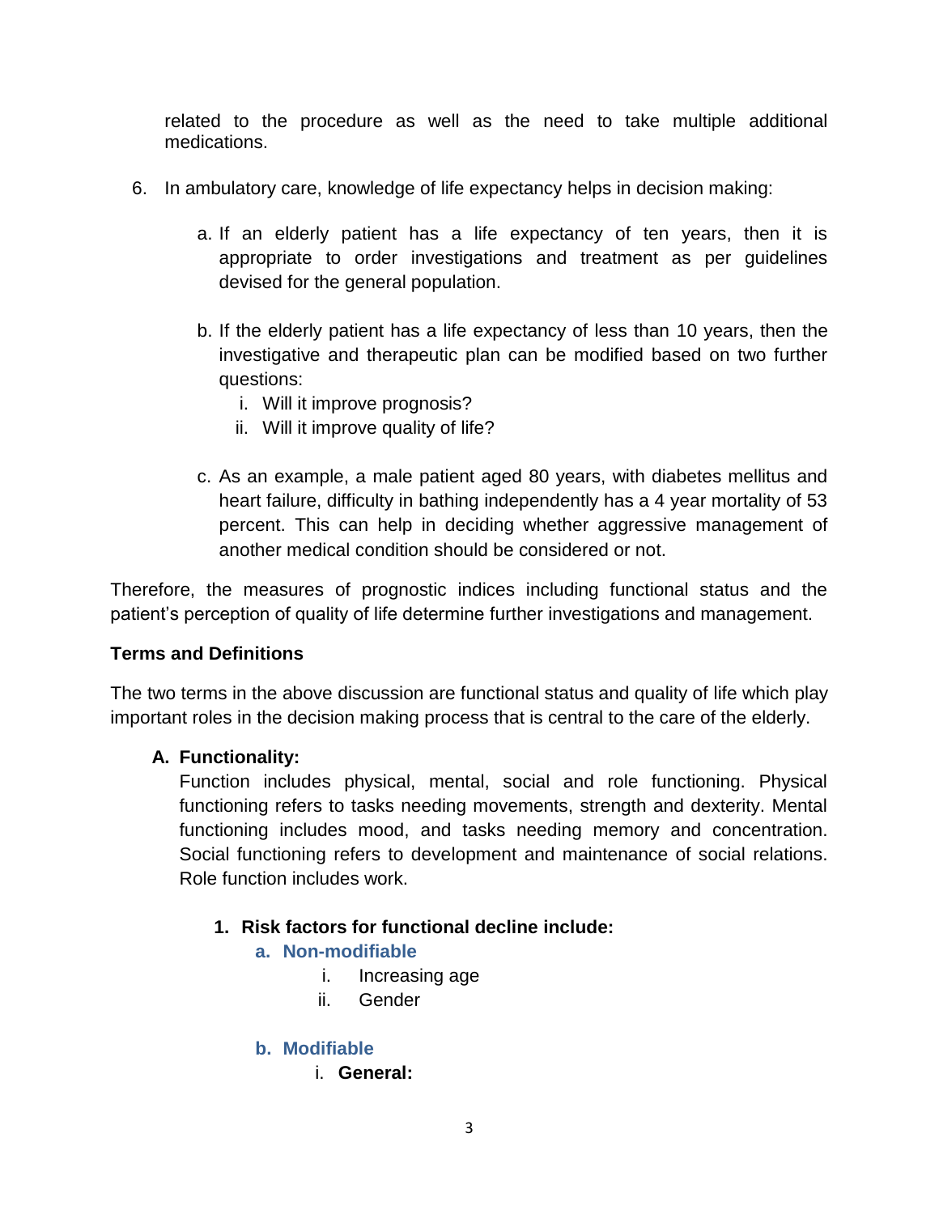related to the procedure as well as the need to take multiple additional medications.

6. In ambulatory care, knowledge of life expectancy helps in decision making:

   a. If an elderly patient has a life expectancy of ten years, then it is appropriate to order investigations and treatment as per guidelines devised for the general population.

   b. If the elderly patient has a life expectancy of less than 10 years, then the investigative and therapeutic plan can be modified based on two further questions:
      i. Will it improve prognosis?
      ii. Will it improve quality of life?

   c. As an example, a male patient aged 80 years, with diabetes mellitus and heart failure, difficulty in bathing independently has a 4 year mortality of 53 percent. This can help in deciding whether aggressive management of another medical condition should be considered or not.

Therefore, the measures of prognostic indices including functional status and the patient's perception of quality of life determine further investigations and management.

**Terms and Definitions**

The two terms in the above discussion are functional status and quality of life which play important roles in the decision making process that is central to the care of the elderly.

**A. Functionality:**

Function includes physical, mental, social and role functioning. Physical functioning refers to tasks needing movements, strength and dexterity. Mental functioning includes mood, and tasks needing memory and concentration. Social functioning refers to development and maintenance of social relations. Role function includes work.

**1. Risk factors for functional decline include:**

**a. Non-modifiable**

i. Increasing age

ii. Gender

**b. Modifiable**

i. **General:**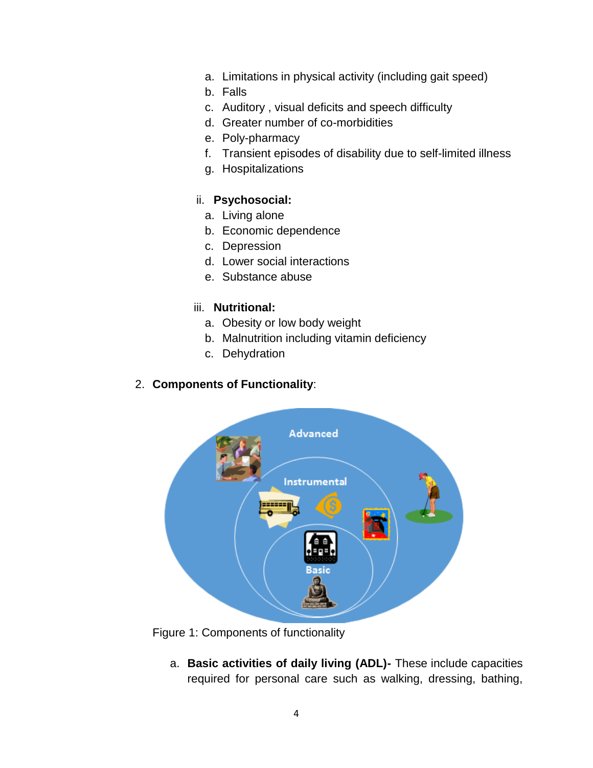a. Limitations in physical activity (including gait speed)
b. Falls
c. Auditory , visual deficits and speech difficulty
d. Greater number of co-morbidities
e. Poly-pharmacy
f. Transient episodes of disability due to self-limited illness
g. Hospitalizations

ii. **Psychosocial:**

a. Living alone
b. Economic dependence
c. Depression
d. Lower social interactions
e. Substance abuse

iii. **Nutritional:**

a. Obesity or low body weight
b. Malnutrition including vitamin deficiency
c. Dehydration

2. **Components of Functionality**:

Figure 1: Components of functionality

a. **Basic activities of daily living (ADL)-** These include capacities required for personal care such as walking, dressing, bathing,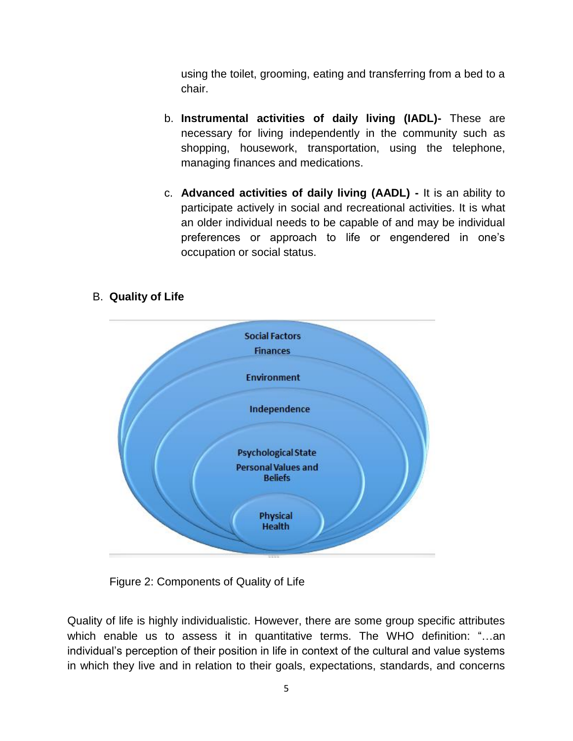using the toilet, grooming, eating and transferring from a bed to a chair.

b. **Instrumental activities of daily living (IADL)-** These are necessary for living independently in the community such as shopping, housework, transportation, using the telephone, managing finances and medications.

c. **Advanced activities of daily living (AADL) -** It is an ability to participate actively in social and recreational activities. It is what an older individual needs to be capable of and may be individual preferences or approach to life or engendered in one's occupation or social status.

## B. Quality of Life

Figure 2: Components of Quality of Life

Quality of life is highly individualistic. However, there are some group specific attributes which enable us to assess it in quantitative terms. The WHO definition: "…an individual's perception of their position in life in context of the cultural and value systems in which they live and in relation to their goals, expectations, standards, and concerns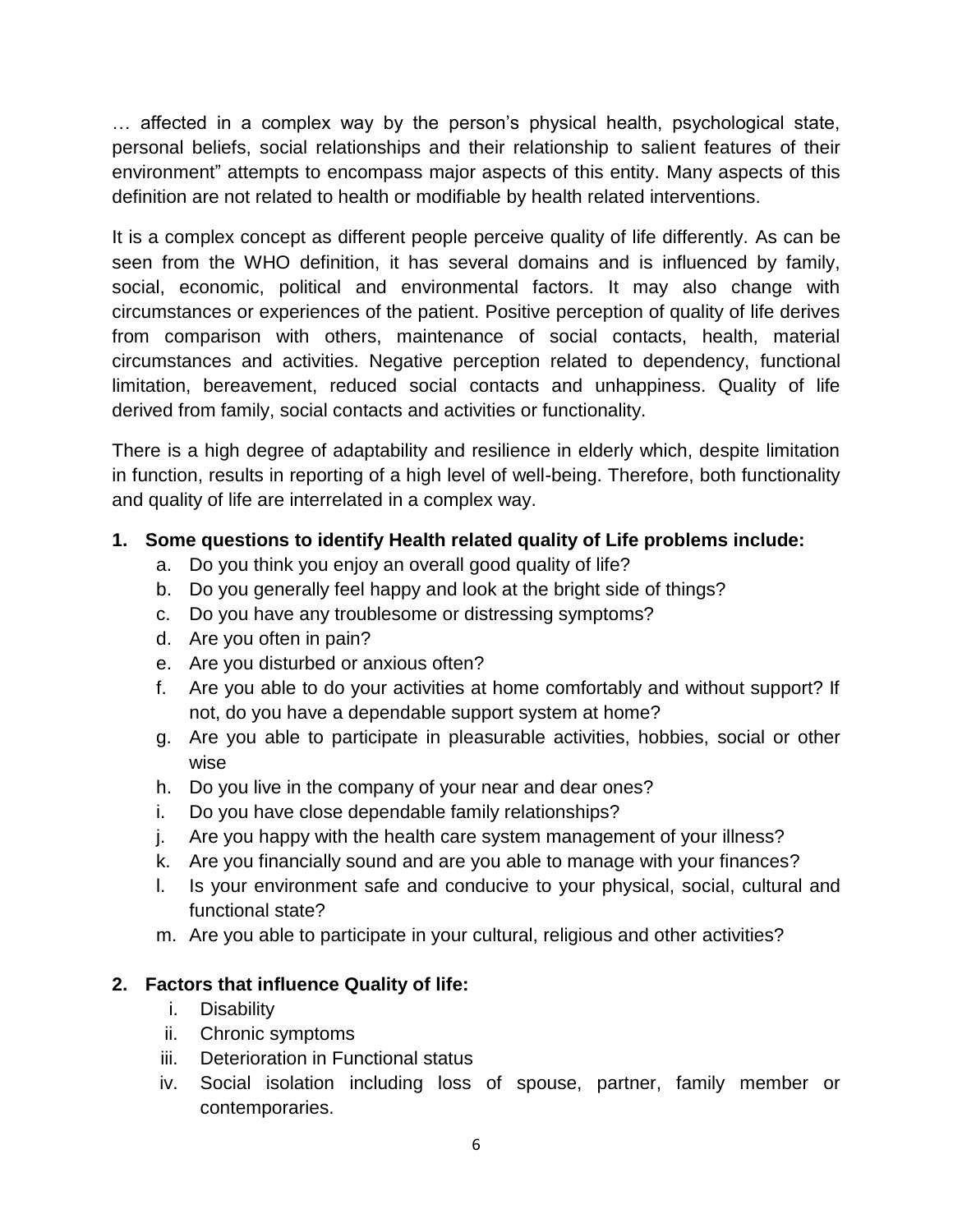… affected in a complex way by the person's physical health, psychological state, personal beliefs, social relationships and their relationship to salient features of their environment" attempts to encompass major aspects of this entity. Many aspects of this definition are not related to health or modifiable by health related interventions.

It is a complex concept as different people perceive quality of life differently. As can be seen from the WHO definition, it has several domains and is influenced by family, social, economic, political and environmental factors. It may also change with circumstances or experiences of the patient. Positive perception of quality of life derives from comparison with others, maintenance of social contacts, health, material circumstances and activities. Negative perception related to dependency, functional limitation, bereavement, reduced social contacts and unhappiness. Quality of life derived from family, social contacts and activities or functionality.

There is a high degree of adaptability and resilience in elderly which, despite limitation in function, results in reporting of a high level of well-being. Therefore, both functionality and quality of life are interrelated in a complex way.

**1. Some questions to identify Health related quality of Life problems include:**

a. Do you think you enjoy an overall good quality of life?
b. Do you generally feel happy and look at the bright side of things?
c. Do you have any troublesome or distressing symptoms?
d. Are you often in pain?
e. Are you disturbed or anxious often?
f. Are you able to do your activities at home comfortably and without support? If not, do you have a dependable support system at home?
g. Are you able to participate in pleasurable activities, hobbies, social or other wise
h. Do you live in the company of your near and dear ones?
i. Do you have close dependable family relationships?
j. Are you happy with the health care system management of your illness?
k. Are you financially sound and are you able to manage with your finances?
l. Is your environment safe and conducive to your physical, social, cultural and functional state?
m. Are you able to participate in your cultural, religious and other activities?

**2. Factors that influence Quality of life:**

i. Disability
ii. Chronic symptoms
iii. Deterioration in Functional status
iv. Social isolation including loss of spouse, partner, family member or contemporaries.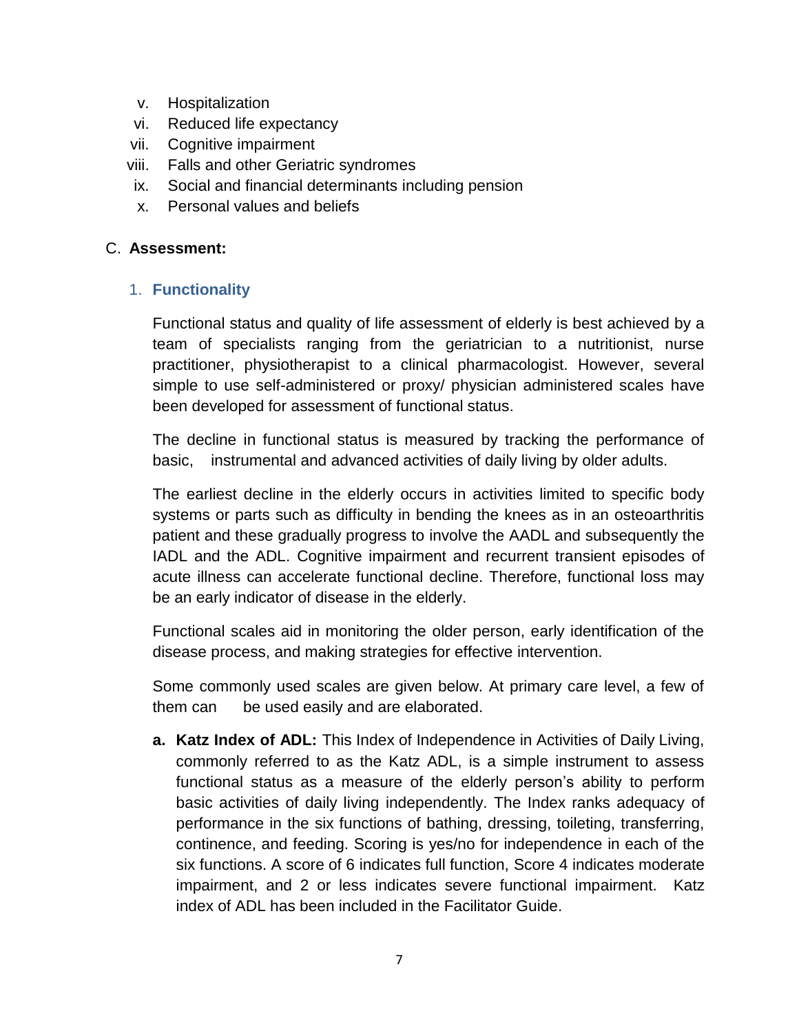v. Hospitalization
vi. Reduced life expectancy
vii. Cognitive impairment
viii. Falls and other Geriatric syndromes
ix. Social and financial determinants including pension
x. Personal values and beliefs

## C. Assessment:

### 1. Functionality

Functional status and quality of life assessment of elderly is best achieved by a team of specialists ranging from the geriatrician to a nutritionist, nurse practitioner, physiotherapist to a clinical pharmacologist. However, several simple to use self-administered or proxy/ physician administered scales have been developed for assessment of functional status.

The decline in functional status is measured by tracking the performance of basic, instrumental and advanced activities of daily living by older adults.

The earliest decline in the elderly occurs in activities limited to specific body systems or parts such as difficulty in bending the knees as in an osteoarthritis patient and these gradually progress to involve the AADL and subsequently the IADL and the ADL. Cognitive impairment and recurrent transient episodes of acute illness can accelerate functional decline. Therefore, functional loss may be an early indicator of disease in the elderly.

Functional scales aid in monitoring the older person, early identification of the disease process, and making strategies for effective intervention.

Some commonly used scales are given below. At primary care level, a few of them can be used easily and are elaborated.

a. **Katz Index of ADL:** This Index of Independence in Activities of Daily Living, commonly referred to as the Katz ADL, is a simple instrument to assess functional status as a measure of the elderly person's ability to perform basic activities of daily living independently. The Index ranks adequacy of performance in the six functions of bathing, dressing, toileting, transferring, continence, and feeding. Scoring is yes/no for independence in each of the six functions. A score of 6 indicates full function, Score 4 indicates moderate impairment, and 2 or less indicates severe functional impairment. Katz index of ADL has been included in the Facilitator Guide.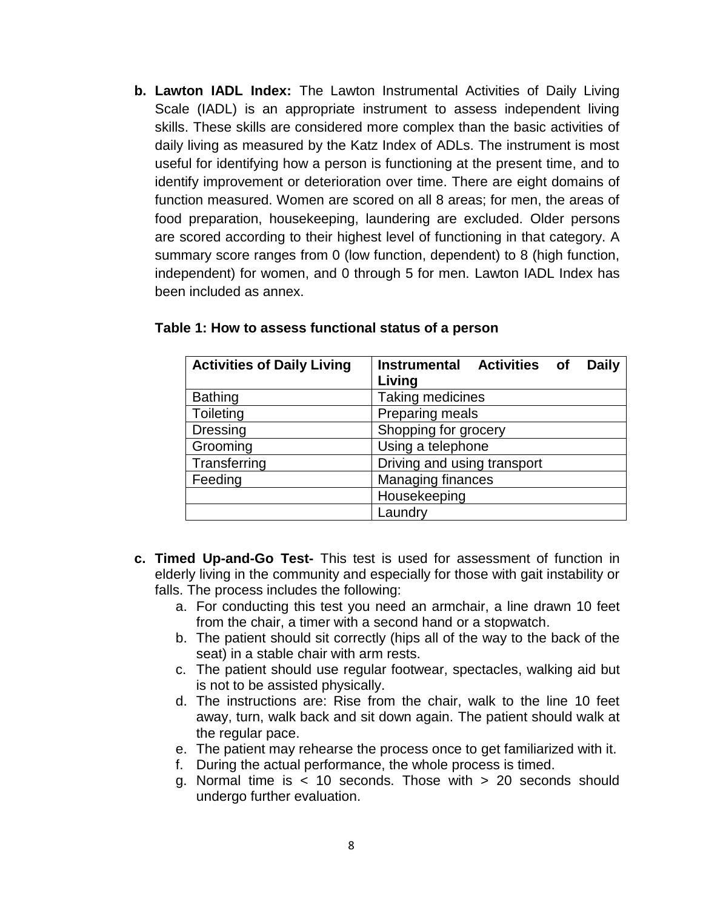b. **Lawton IADL Index:** The Lawton Instrumental Activities of Daily Living Scale (IADL) is an appropriate instrument to assess independent living skills. These skills are considered more complex than the basic activities of daily living as measured by the Katz Index of ADLs. The instrument is most useful for identifying how a person is functioning at the present time, and to identify improvement or deterioration over time. There are eight domains of function measured. Women are scored on all 8 areas; for men, the areas of food preparation, housekeeping, laundering are excluded. Older persons are scored according to their highest level of functioning in that category. A summary score ranges from 0 (low function, dependent) to 8 (high function, independent) for women, and 0 through 5 for men. Lawton IADL Index has been included as annex.

**Table 1: How to assess functional status of a person**

| Activities of Daily Living | Instrumental Activities of Daily Living |
|---|---|
| Bathing | Taking medicines |
| Toileting | Preparing meals |
| Dressing | Shopping for grocery |
| Grooming | Using a telephone |
| Transferring | Driving and using transport |
| Feeding | Managing finances |
| | Housekeeping |
| | Laundry |

c. **Timed Up-and-Go Test-** This test is used for assessment of function in elderly living in the community and especially for those with gait instability or falls. The process includes the following:
   a. For conducting this test you need an armchair, a line drawn 10 feet from the chair, a timer with a second hand or a stopwatch.
   b. The patient should sit correctly (hips all of the way to the back of the seat) in a stable chair with arm rests.
   c. The patient should use regular footwear, spectacles, walking aid but is not to be assisted physically.
   d. The instructions are: Rise from the chair, walk to the line 10 feet away, turn, walk back and sit down again. The patient should walk at the regular pace.
   e. The patient may rehearse the process once to get familiarized with it.
   f. During the actual performance, the whole process is timed.
   g. Normal time is < 10 seconds. Those with > 20 seconds should undergo further evaluation.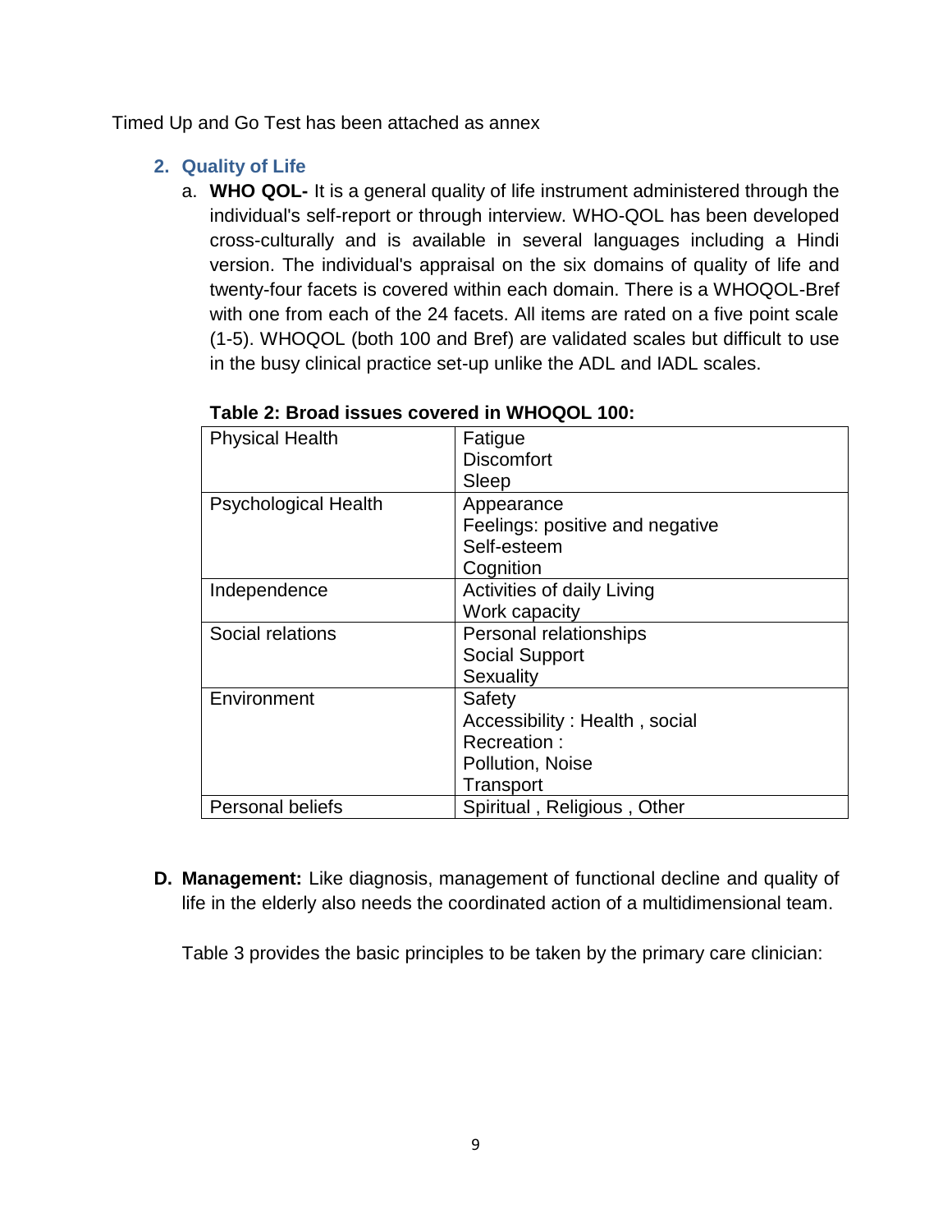Timed Up and Go Test has been attached as annex

## 2. Quality of Life

a. **WHO QOL-** It is a general quality of life instrument administered through the individual's self-report or through interview. WHO-QOL has been developed cross-culturally and is available in several languages including a Hindi version. The individual's appraisal on the six domains of quality of life and twenty-four facets is covered within each domain. There is a WHOQOL-Bref with one from each of the 24 facets. All items are rated on a five point scale (1-5). WHOQOL (both 100 and Bref) are validated scales but difficult to use in the busy clinical practice set-up unlike the ADL and IADL scales.

**Table 2: Broad issues covered in WHOQOL 100:**

| | |
|---|---|
| Physical Health | Fatigue<br>Discomfort<br>Sleep |
| Psychological Health | Appearance<br>Feelings: positive and negative<br>Self-esteem<br>Cognition |
| Independence | Activities of daily Living<br>Work capacity |
| Social relations | Personal relationships<br>Social Support<br>Sexuality |
| Environment | Safety<br>Accessibility : Health , social<br>Recreation :<br>Pollution, Noise<br>Transport |
| Personal beliefs | Spiritual , Religious , Other |

**D. Management:** Like diagnosis, management of functional decline and quality of life in the elderly also needs the coordinated action of a multidimensional team.

Table 3 provides the basic principles to be taken by the primary care clinician: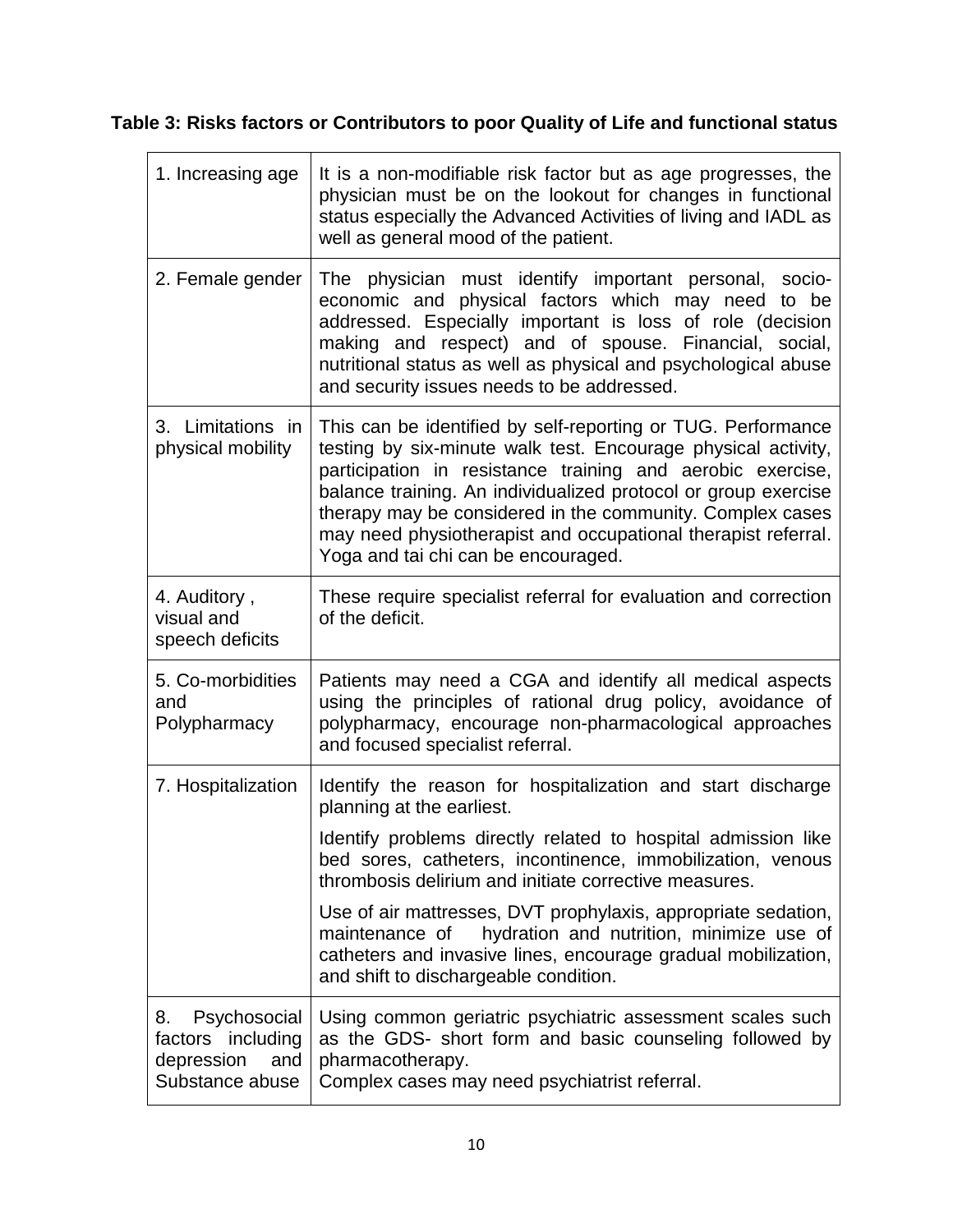**Table 3: Risks factors or Contributors to poor Quality of Life and functional status**

| | |
|---|---|
| 1. Increasing age | It is a non-modifiable risk factor but as age progresses, the physician must be on the lookout for changes in functional status especially the Advanced Activities of living and IADL as well as general mood of the patient. |
| 2. Female gender | The physician must identify important personal, socio-economic and physical factors which may need to be addressed. Especially important is loss of role (decision making and respect) and of spouse. Financial, social, nutritional status as well as physical and psychological abuse and security issues needs to be addressed. |
| 3. Limitations in physical mobility | This can be identified by self-reporting or TUG. Performance testing by six-minute walk test. Encourage physical activity, participation in resistance training and aerobic exercise, balance training. An individualized protocol or group exercise therapy may be considered in the community. Complex cases may need physiotherapist and occupational therapist referral. Yoga and tai chi can be encouraged. |
| 4. Auditory , visual and speech deficits | These require specialist referral for evaluation and correction of the deficit. |
| 5. Co-morbidities and Polypharmacy | Patients may need a CGA and identify all medical aspects using the principles of rational drug policy, avoidance of polypharmacy, encourage non-pharmacological approaches and focused specialist referral. |
| 7. Hospitalization | Identify the reason for hospitalization and start discharge planning at the earliest.<br><br>Identify problems directly related to hospital admission like bed sores, catheters, incontinence, immobilization, venous thrombosis delirium and initiate corrective measures.<br><br>Use of air mattresses, DVT prophylaxis, appropriate sedation, maintenance of hydration and nutrition, minimize use of catheters and invasive lines, encourage gradual mobilization, and shift to dischargeable condition. |
| 8. Psychosocial factors including depression and Substance abuse | Using common geriatric psychiatric assessment scales such as the GDS- short form and basic counseling followed by pharmacotherapy.<br>Complex cases may need psychiatrist referral. |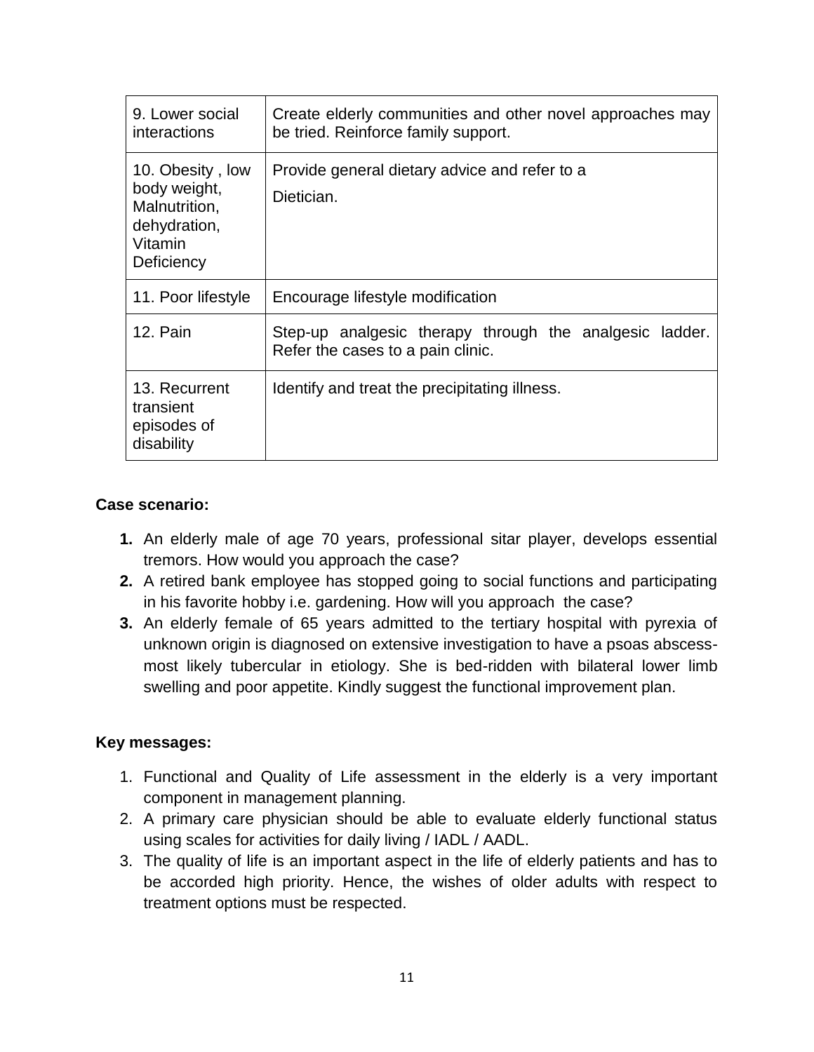| | |
|---|---|
| 9. Lower social interactions | Create elderly communities and other novel approaches may be tried. Reinforce family support. |
| 10. Obesity , low body weight, Malnutrition, dehydration, Vitamin Deficiency | Provide general dietary advice and refer to a Dietician. |
| 11. Poor lifestyle | Encourage lifestyle modification |
| 12. Pain | Step-up analgesic therapy through the analgesic ladder. Refer the cases to a pain clinic. |
| 13. Recurrent transient episodes of disability | Identify and treat the precipitating illness. |

**Case scenario:**

1. An elderly male of age 70 years, professional sitar player, develops essential tremors. How would you approach the case?
2. A retired bank employee has stopped going to social functions and participating in his favorite hobby i.e. gardening. How will you approach the case?
3. An elderly female of 65 years admitted to the tertiary hospital with pyrexia of unknown origin is diagnosed on extensive investigation to have a psoas abscess- most likely tubercular in etiology. She is bed-ridden with bilateral lower limb swelling and poor appetite. Kindly suggest the functional improvement plan.

**Key messages:**

1. Functional and Quality of Life assessment in the elderly is a very important component in management planning.
2. A primary care physician should be able to evaluate elderly functional status using scales for activities for daily living / IADL / AADL.
3. The quality of life is an important aspect in the life of elderly patients and has to be accorded high priority. Hence, the wishes of older adults with respect to treatment options must be respected.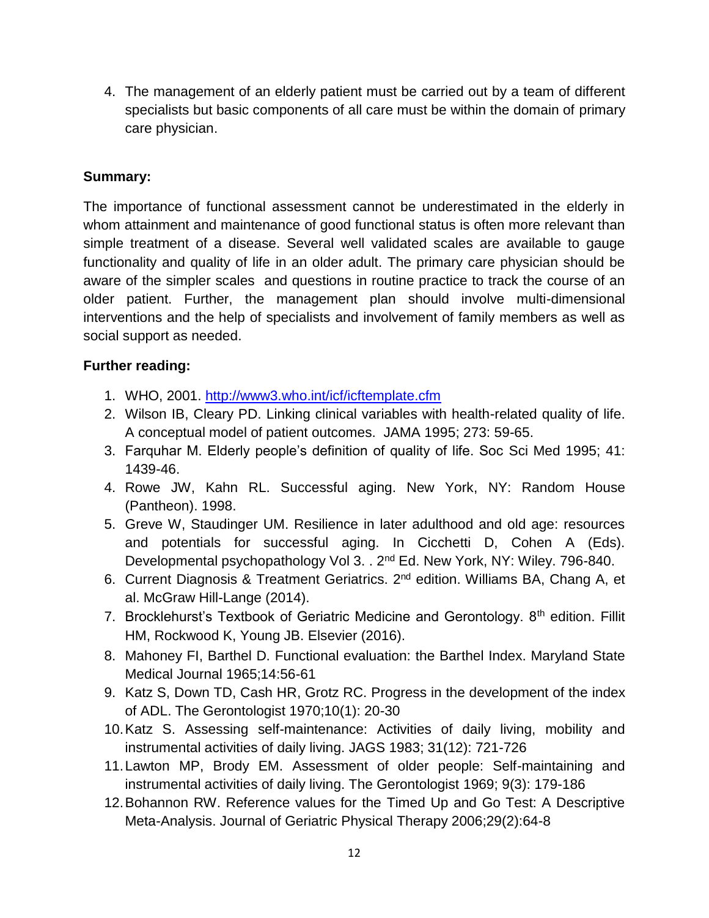4. The management of an elderly patient must be carried out by a team of different specialists but basic components of all care must be within the domain of primary care physician.

**Summary:**

The importance of functional assessment cannot be underestimated in the elderly in whom attainment and maintenance of good functional status is often more relevant than simple treatment of a disease. Several well validated scales are available to gauge functionality and quality of life in an older adult. The primary care physician should be aware of the simpler scales and questions in routine practice to track the course of an older patient. Further, the management plan should involve multi-dimensional interventions and the help of specialists and involvement of family members as well as social support as needed.

**Further reading:**

1. WHO, 2001. http://www3.who.int/icf/icftemplate.cfm
2. Wilson IB, Cleary PD. Linking clinical variables with health-related quality of life. A conceptual model of patient outcomes. JAMA 1995; 273: 59-65.
3. Farquhar M. Elderly people's definition of quality of life. Soc Sci Med 1995; 41: 1439-46.
4. Rowe JW, Kahn RL. Successful aging. New York, NY: Random House (Pantheon). 1998.
5. Greve W, Staudinger UM. Resilience in later adulthood and old age: resources and potentials for successful aging. In Cicchetti D, Cohen A (Eds). Developmental psychopathology Vol 3. . 2nd Ed. New York, NY: Wiley. 796-840.
6. Current Diagnosis & Treatment Geriatrics. 2nd edition. Williams BA, Chang A, et al. McGraw Hill-Lange (2014).
7. Brocklehurst's Textbook of Geriatric Medicine and Gerontology. 8th edition. Fillit HM, Rockwood K, Young JB. Elsevier (2016).
8. Mahoney FI, Barthel D. Functional evaluation: the Barthel Index. Maryland State Medical Journal 1965;14:56-61
9. Katz S, Down TD, Cash HR, Grotz RC. Progress in the development of the index of ADL. The Gerontologist 1970;10(1): 20-30
10. Katz S. Assessing self-maintenance: Activities of daily living, mobility and instrumental activities of daily living. JAGS 1983; 31(12): 721-726
11. Lawton MP, Brody EM. Assessment of older people: Self-maintaining and instrumental activities of daily living. The Gerontologist 1969; 9(3): 179-186
12. Bohannon RW. Reference values for the Timed Up and Go Test: A Descriptive Meta-Analysis. Journal of Geriatric Physical Therapy 2006;29(2):64-8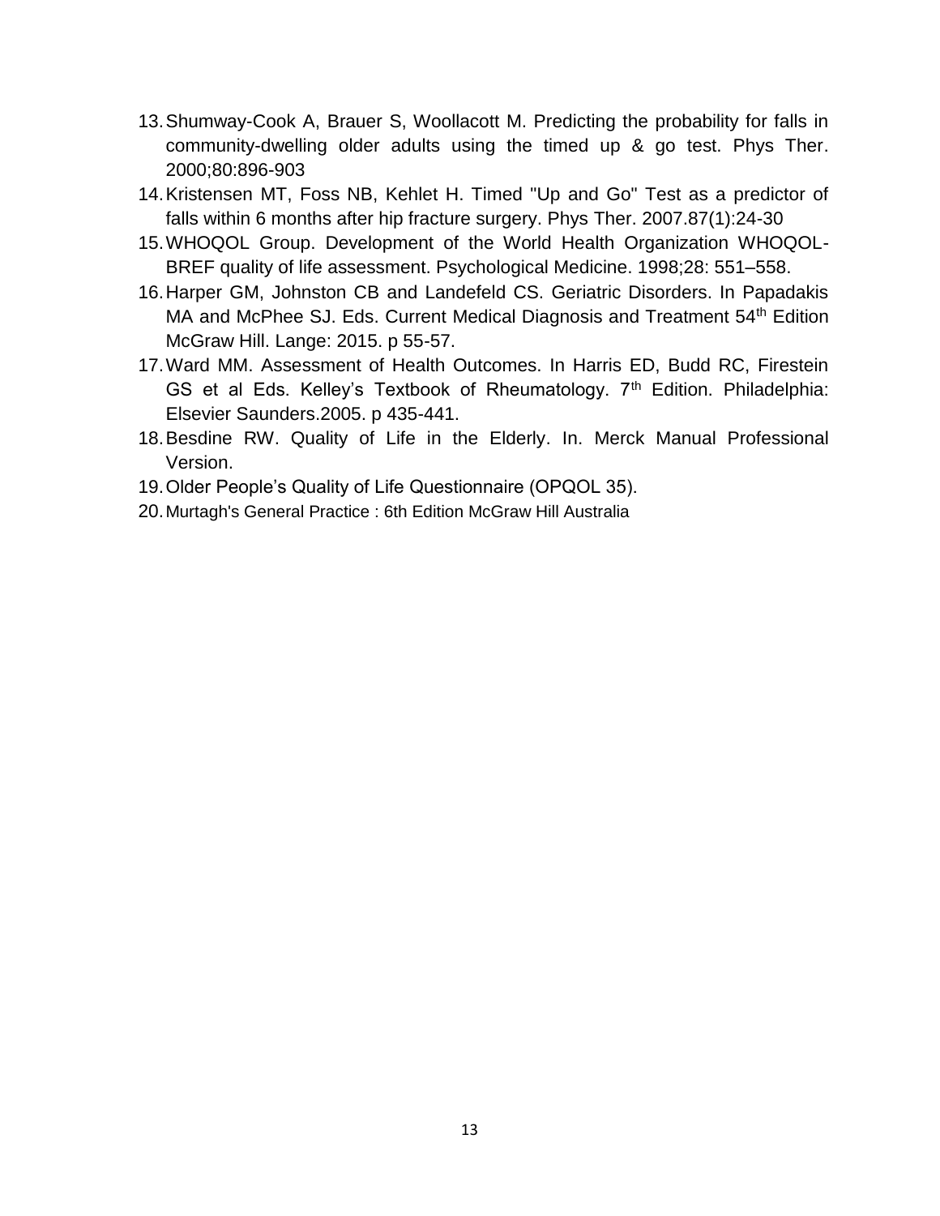13. Shumway-Cook A, Brauer S, Woollacott M. Predicting the probability for falls in community-dwelling older adults using the timed up & go test. Phys Ther. 2000;80:896-903
14. Kristensen MT, Foss NB, Kehlet H. Timed "Up and Go" Test as a predictor of falls within 6 months after hip fracture surgery. Phys Ther. 2007.87(1):24-30
15. WHOQOL Group. Development of the World Health Organization WHOQOL-BREF quality of life assessment. Psychological Medicine. 1998;28: 551–558.
16. Harper GM, Johnston CB and Landefeld CS. Geriatric Disorders. In Papadakis MA and McPhee SJ. Eds. Current Medical Diagnosis and Treatment 54th Edition McGraw Hill. Lange: 2015. p 55-57.
17. Ward MM. Assessment of Health Outcomes. In Harris ED, Budd RC, Firestein GS et al Eds. Kelley's Textbook of Rheumatology. 7th Edition. Philadelphia: Elsevier Saunders.2005. p 435-441.
18. Besdine RW. Quality of Life in the Elderly. In. Merck Manual Professional Version.
19. Older People's Quality of Life Questionnaire (OPQOL 35).
20. Murtagh's General Practice : 6th Edition McGraw Hill Australia